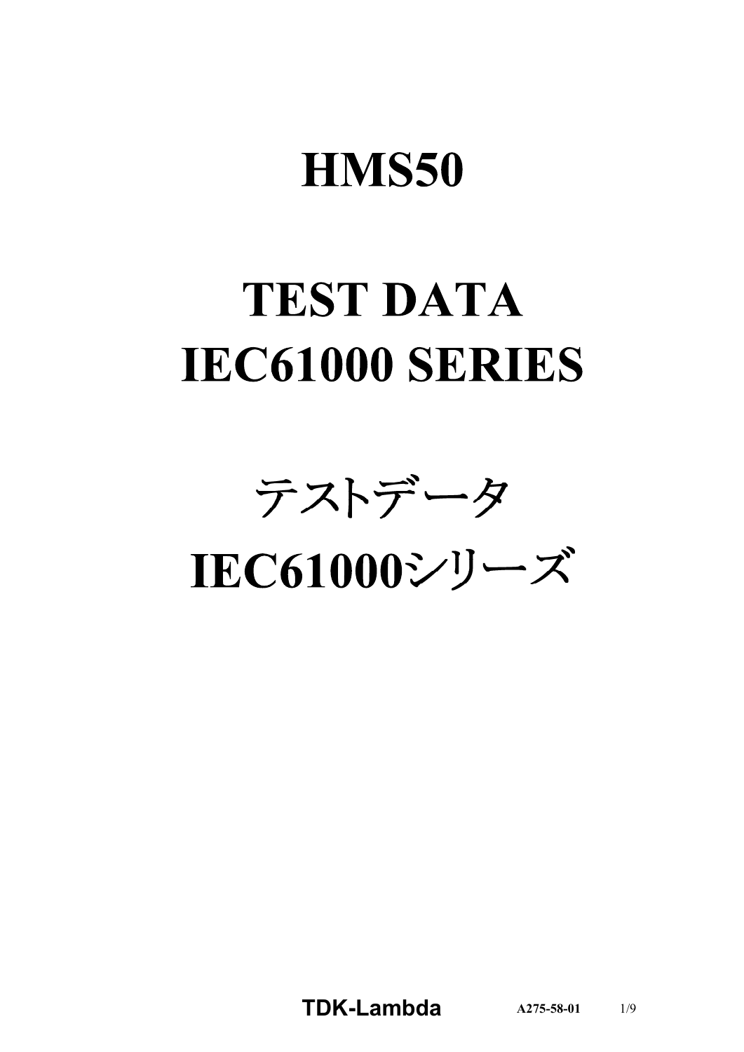# HMS50

# TEST DATA
# IEC61000 SERIES

# テストデータ
# IEC61000シリーズ

**TDK-Lambda** A275-58-01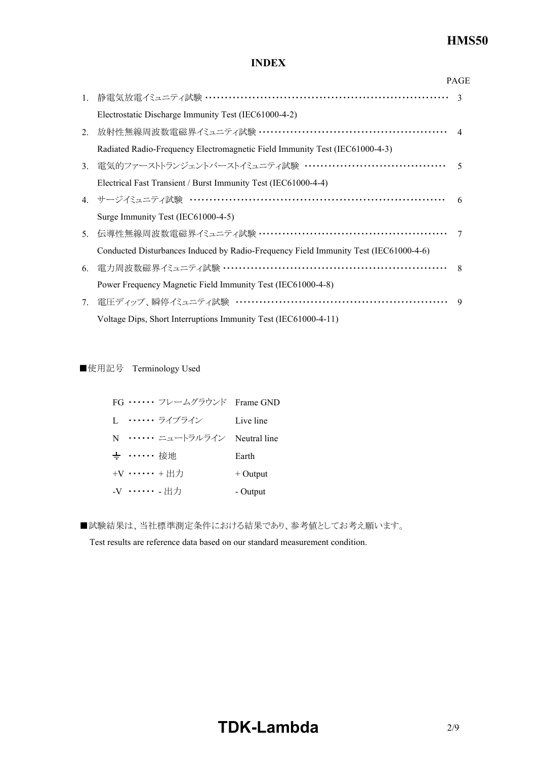## INDEX

| | | PAGE |
|---|---|---|
| 1. | 静電気放電イミュニティ試験 ································ | 3 |
| | Electrostatic Discharge Immunity Test (IEC61000-4-2) | |
| 2. | 放射性無線周波数電磁界イミュニティ試験 ································ | 4 |
| | Radiated Radio-Frequency Electromagnetic Field Immunity Test (IEC61000-4-3) | |
| 3. | 電気的ファーストトランジェントバーストイミュニティ試験 ································ | 5 |
| | Electrical Fast Transient / Burst Immunity Test (IEC61000-4-4) | |
| 4. | サージイミュニティ試験 ································ | 6 |
| | Surge Immunity Test (IEC61000-4-5) | |
| 5. | 伝導性無線周波数電磁界イミュニティ試験 ································ | 7 |
| | Conducted Disturbances Induced by Radio-Frequency Field Immunity Test (IEC61000-4-6) | |
| 6. | 電力周波数磁界イミュニティ試験 ································ | 8 |
| | Power Frequency Magnetic Field Immunity Test (IEC61000-4-8) | |
| 7. | 電圧ディップ、瞬停イミュニティ試験 ································ | 9 |
| | Voltage Dips, Short Interruptions Immunity Test (IEC61000-4-11) | |

■使用記号　Terminology Used

| | | |
|---|---|---|
| FG ······ | フレームグラウンド | Frame GND |
| L ······ | ライブライン | Live line |
| N ······ | ニュートラルライン | Neutral line |
| ⏚ ······ | 接地 | Earth |
| +V ······ | + 出力 | + Output |
| -V ······ | - 出力 | - Output |

■試験結果は、当社標準測定条件における結果であり、参考値としてお考え願います。

Test results are reference data based on our standard measurement condition.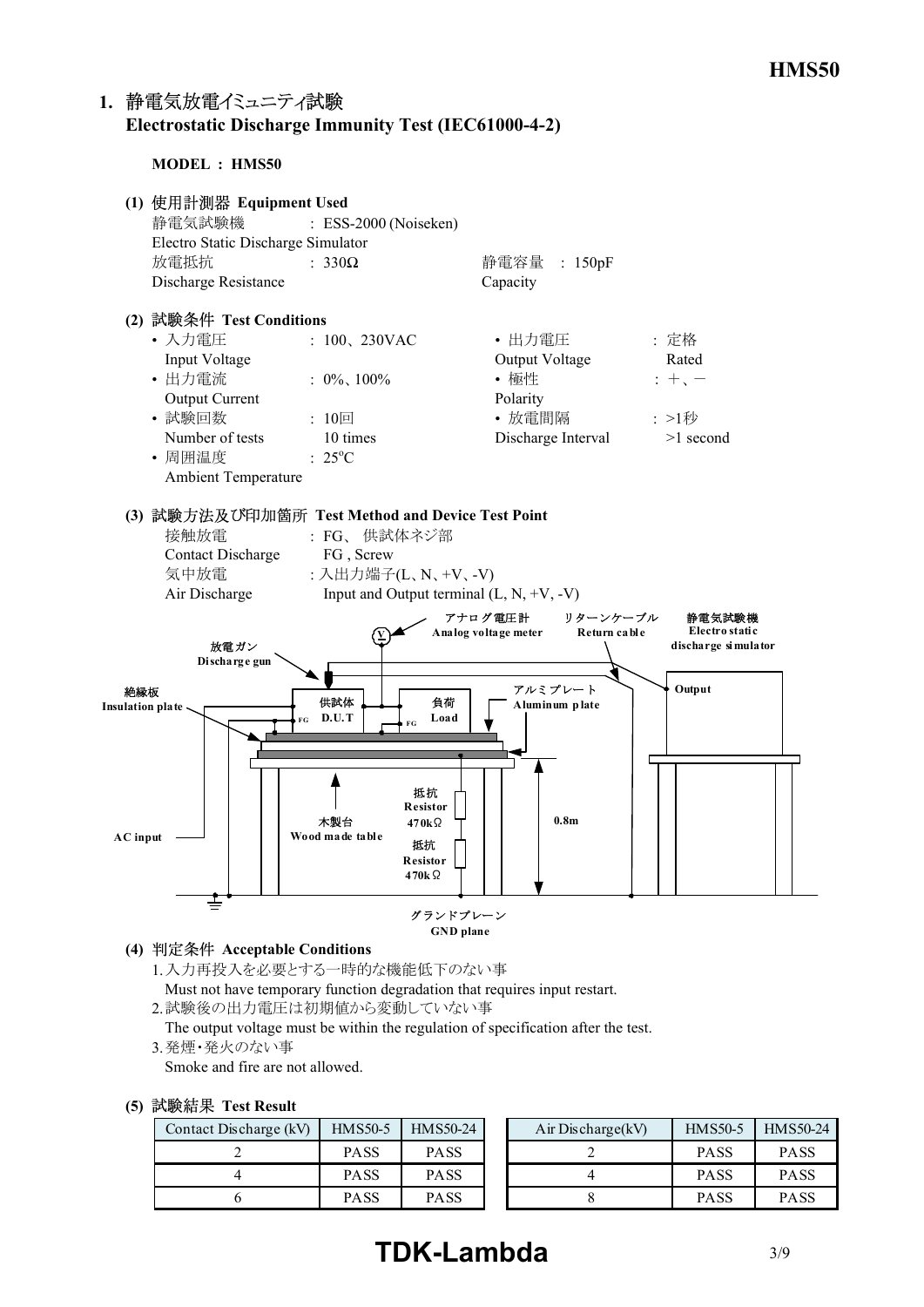## 1. 静電気放電イミュニティ試験 Electrostatic Discharge Immunity Test (IEC61000-4-2)

**MODEL : HMS50**

### (1) 使用計測器 Equipment Used

静電気試験機 Electro Static Discharge Simulator : ESS-2000 (Noiseken)

放電抵抗 Discharge Resistance : 330Ω

静電容量 Capacity : 150pF

### (2) 試験条件 Test Conditions

- 入力電圧 Input Voltage : 100、230VAC
- 出力電圧 Output Voltage : 定格 Rated
- 出力電流 Output Current : 0%、100%
- 極性 Polarity : +、−
- 試験回数 Number of tests : 10回 10 times
- 放電間隔 Discharge Interval : >1秒 >1 second
- 周囲温度 Ambient Temperature : 25°C

### (3) 試験方法及び印加箇所 Test Method and Device Test Point

接触放電 Contact Discharge : FG、供試体ネジ部 FG , Screw

気中放電 Air Discharge : 入出力端子(L、N、+V、-V) Input and Output terminal (L, N, +V, -V)

アナログ電圧計 Analog voltage meter
リターンケーブル Return cable
静電気試験機 Electro static discharge simulator
Output
放電ガン Discharge gun
絶縁板 Insulation plate
供試体 D.U.T
FG
負荷 Load
FG
アルミプレート Aluminum plate
抵抗 Resistor 470kΩ
抵抗 Resistor 470kΩ
木製台 Wood made table
0.8m
AC input
グランドプレーン GND plane

### (4) 判定条件 Acceptable Conditions

1. 入力再投入を必要とする一時的な機能低下のない事
   Must not have temporary function degradation that requires input restart.
2. 試験後の出力電圧は初期値から変動していない事
   The output voltage must be within the regulation of specification after the test.
3. 発煙・発火のない事
   Smoke and fire are not allowed.

### (5) 試験結果 Test Result

| Contact Discharge (kV) | HMS50-5 | HMS50-24 |
|---|---|---|
| 2 | PASS | PASS |
| 4 | PASS | PASS |
| 6 | PASS | PASS |

| Air Discharge(kV) | HMS50-5 | HMS50-24 |
|---|---|---|
| 2 | PASS | PASS |
| 4 | PASS | PASS |
| 8 | PASS | PASS |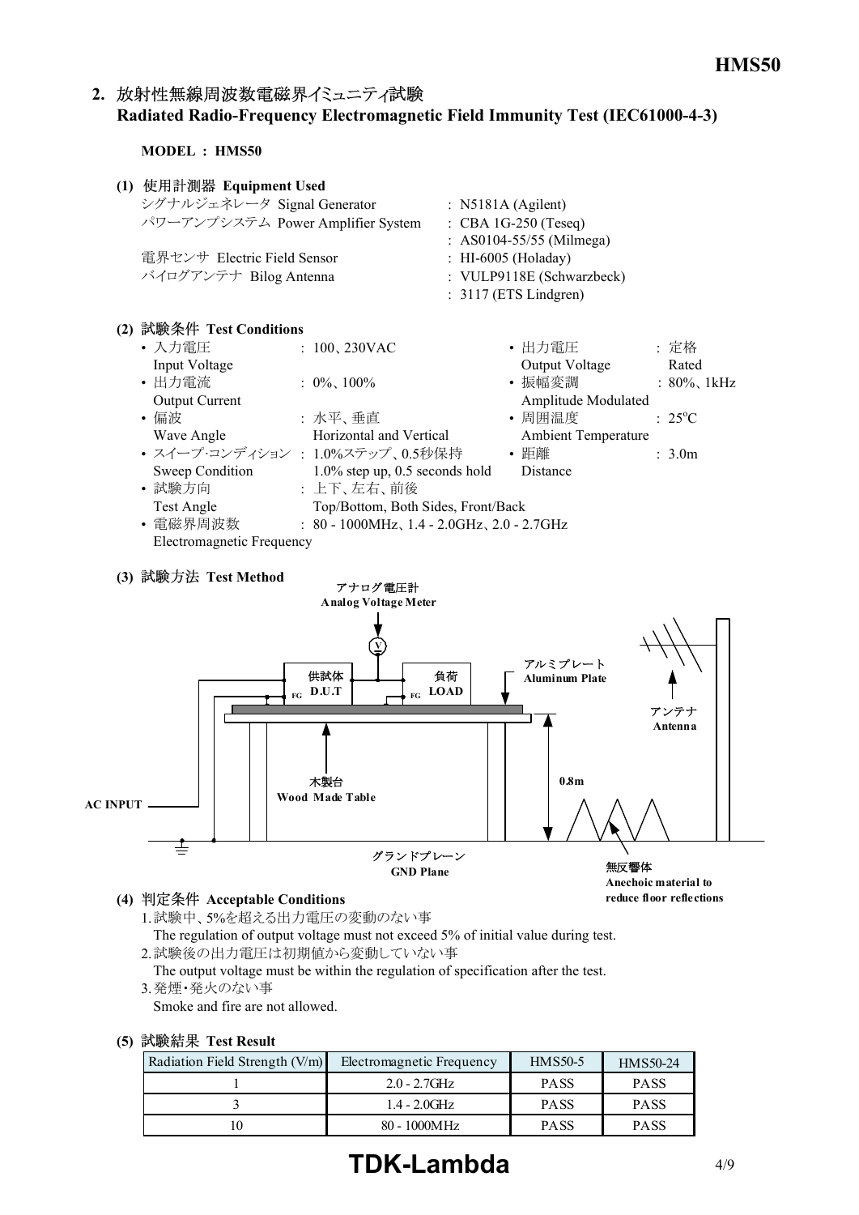## 2. 放射性無線周波数電磁界イミュニティ試験 Radiated Radio-Frequency Electromagnetic Field Immunity Test (IEC61000-4-3)

**MODEL : HMS50**

### (1) 使用計測器 Equipment Used

| | |
|---|---|
| シグナルジェネレータ Signal Generator | : N5181A (Agilent) |
| パワーアンプシステム Power Amplifier System | : CBA 1G-250 (Teseq) |
| | : AS0104-55/55 (Milmega) |
| 電界センサ Electric Field Sensor | : HI-6005 (Holaday) |
| バイログアンテナ Bilog Antenna | : VULP9118E (Schwarzbeck) |
| | : 3117 (ETS Lindgren) |

### (2) 試験条件 Test Conditions

- 入力電圧 Input Voltage : 100、230VAC
- 出力電圧 Output Voltage : 定格 Rated
- 出力電流 Output Current : 0%、100%
- 振幅変調 Amplitude Modulated : 80%、1kHz
- 偏波 Wave Angle : 水平、垂直 Horizontal and Vertical
- 周囲温度 Ambient Temperature : 25°C
- スイープ·コンディション Sweep Condition : 1.0%ステップ、0.5秒保持 1.0% step up, 0.5 seconds hold
- 距離 Distance : 3.0m
- 試験方向 Test Angle : 上下、左右、前後 Top/Bottom, Both Sides, Front/Back
- 電磁界周波数 Electromagnetic Frequency : 80 - 1000MHz、1.4 - 2.0GHz、2.0 - 2.7GHz

### (3) 試験方法 Test Method

アナログ電圧計 Analog Voltage Meter
供試体 D.U.T　負荷 LOAD　FG
アルミプレート Aluminum Plate
アンテナ Antenna
木製台 Wood Made Table
0.8m
AC INPUT
グランドプレーン GND Plane
無反響体 Anechoic material to reduce floor reflections

### (4) 判定条件 Acceptable Conditions

1. 試験中、5%を超える出力電圧の変動のない事
   The regulation of output voltage must not exceed 5% of initial value during test.
2. 試験後の出力電圧は初期値から変動していない事
   The output voltage must be within the regulation of specification after the test.
3. 発煙･発火のない事
   Smoke and fire are not allowed.

### (5) 試験結果 Test Result

| Radiation Field Strength (V/m) | Electromagnetic Frequency | HMS50-5 | HMS50-24 |
|---|---|---|---|
| 1 | 2.0 - 2.7GHz | PASS | PASS |
| 3 | 1.4 - 2.0GHz | PASS | PASS |
| 10 | 80 - 1000MHz | PASS | PASS |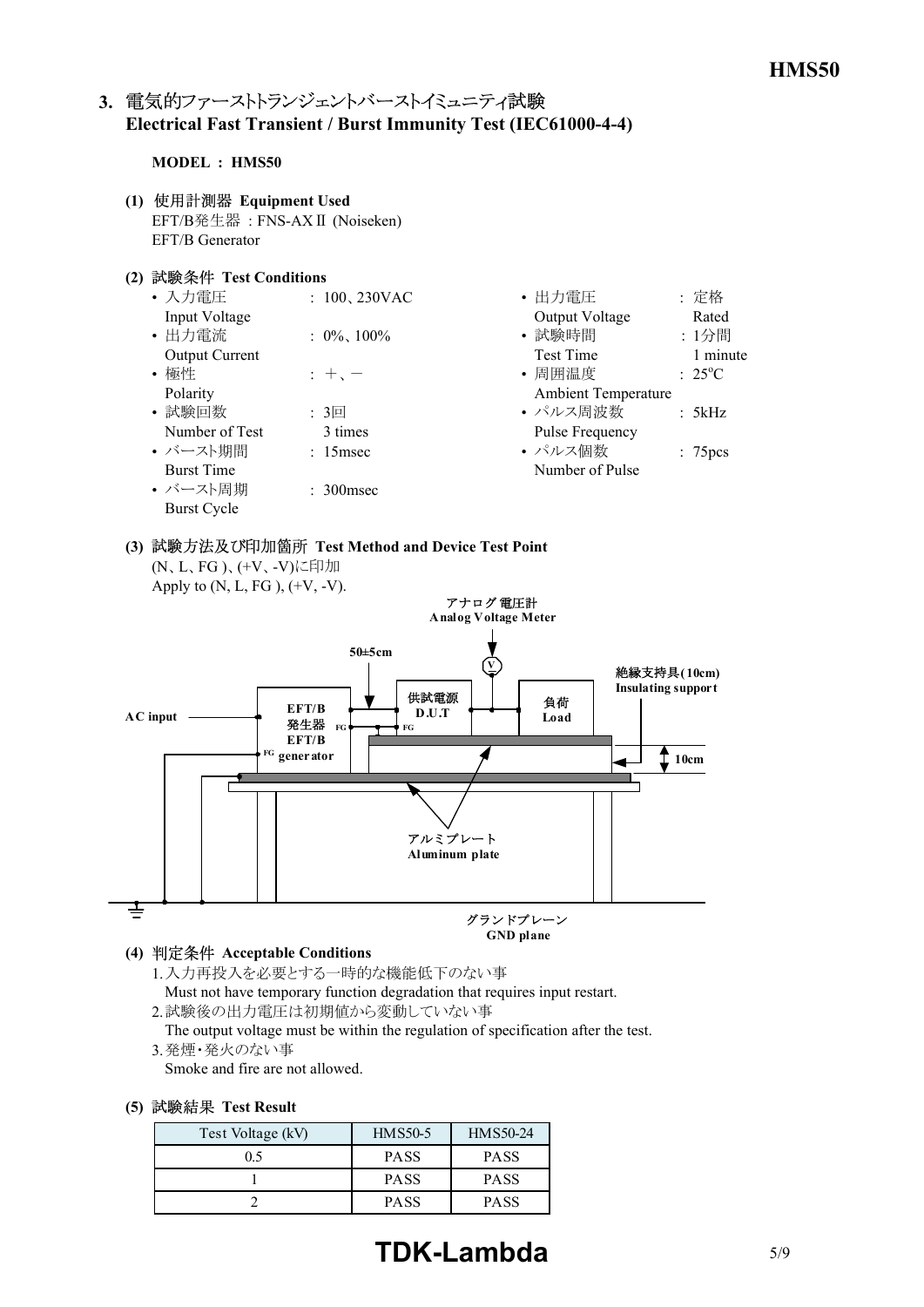## 3. 電気的ファーストトランジェントバーストイミュニティ試験 Electrical Fast Transient / Burst Immunity Test (IEC61000-4-4)

**MODEL : HMS50**

**(1) 使用計測器 Equipment Used**

EFT/B発生器 : FNS-AXⅡ (Noiseken)
EFT/B Generator

**(2) 試験条件 Test Conditions**

- 入力電圧 Input Voltage : 100、230VAC
- 出力電流 Output Current : 0%、100%
- 極性 Polarity : +、−
- 試験回数 Number of Test : 3回 3 times
- バースト期間 Burst Time : 15msec
- バースト周期 Burst Cycle : 300msec
- 出力電圧 Output Voltage : 定格 Rated
- 試験時間 Test Time : 1分間 1 minute
- 周囲温度 Ambient Temperature : 25°C
- パルス周波数 Pulse Frequency : 5kHz
- パルス個数 Number of Pulse : 75pcs

**(3) 試験方法及び印加箇所 Test Method and Device Test Point**

(N、L、FG )、(+V、-V)に印加
Apply to (N, L, FG ), (+V, -V).

アナログ電圧計 Analog Voltage Meter
50±5cm
絶縁支持具(10cm) Insulating support
AC input
EFT/B発生器 EFT/B generator
供試電源 D.U.T
負荷 Load
10cm
アルミプレート Aluminum plate
グランドプレーン GND plane

**(4) 判定条件 Acceptable Conditions**

1. 入力再投入を必要とする一時的な機能低下のない事
   Must not have temporary function degradation that requires input restart.
2. 試験後の出力電圧は初期値から変動していない事
   The output voltage must be within the regulation of specification after the test.
3. 発煙・発火のない事
   Smoke and fire are not allowed.

**(5) 試験結果 Test Result**

| Test Voltage (kV) | HMS50-5 | HMS50-24 |
|---|---|---|
| 0.5 | PASS | PASS |
| 1 | PASS | PASS |
| 2 | PASS | PASS |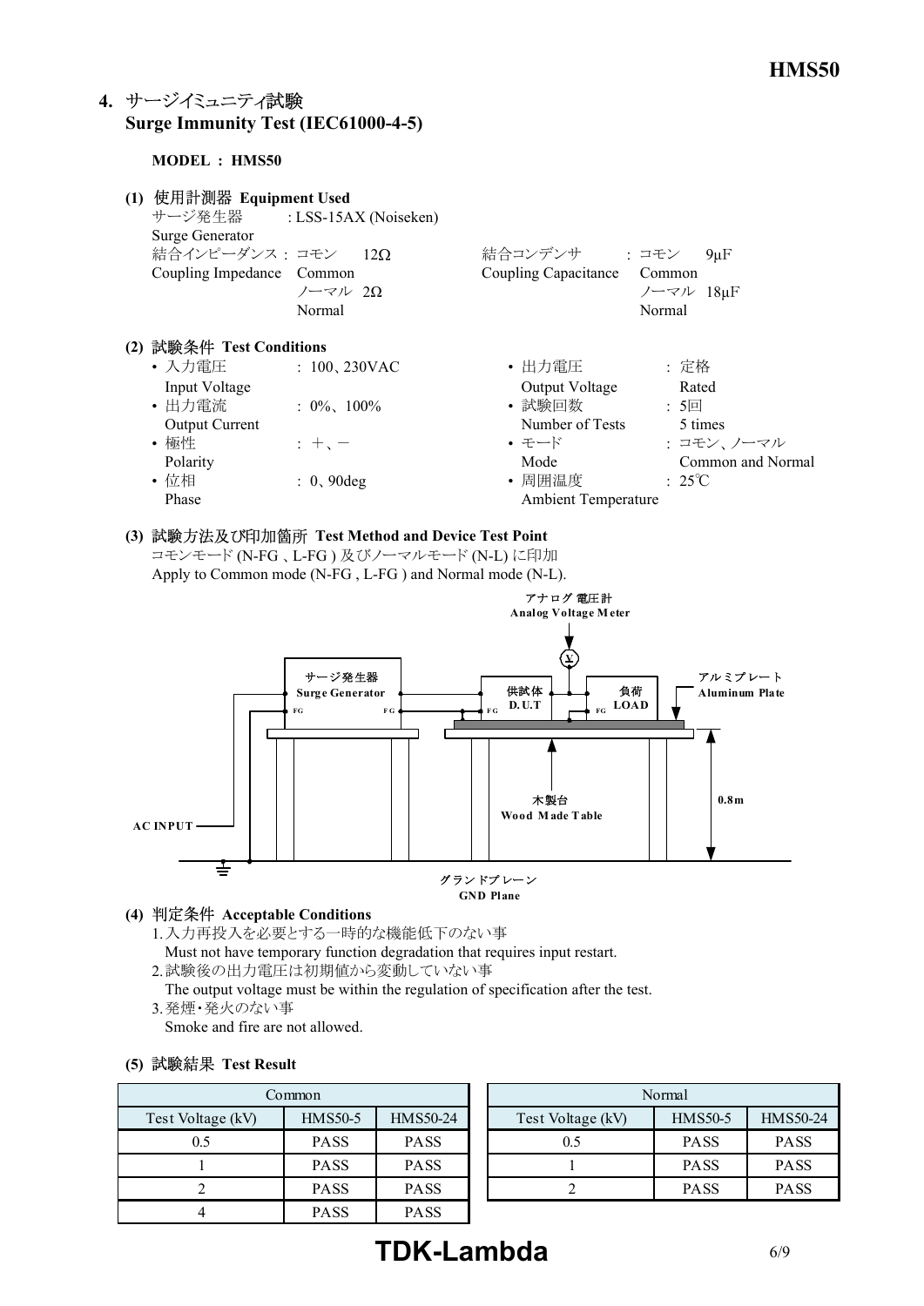## 4. サージイミュニティ試験 Surge Immunity Test (IEC61000-4-5)

**MODEL : HMS50**

**(1) 使用計測器 Equipment Used**

サージ発生器 Surge Generator : LSS-15AX (Noiseken)

結合インピーダンス Coupling Impedance : コモン Common 12Ω / ノーマル Normal 2Ω

結合コンデンサ Coupling Capacitance : コモン Common 9μF / ノーマル Normal 18μF

**(2) 試験条件 Test Conditions**

- 入力電圧 Input Voltage : 100、230VAC
- 出力電流 Output Current : 0%、100%
- 極性 Polarity : ＋、－
- 位相 Phase : 0、90deg
- 出力電圧 Output Voltage : 定格 Rated
- 試験回数 Number of Tests : 5回 5 times
- モード Mode : コモン、ノーマル Common and Normal
- 周囲温度 Ambient Temperature : 25℃

**(3) 試験方法及び印加箇所 Test Method and Device Test Point**

コモンモード (N-FG , L-FG ) 及びノーマルモード (N-L) に印加

Apply to Common mode (N-FG , L-FG ) and Normal mode (N-L).

アナログ 電圧計 Analog Voltage Meter

サージ発生器 Surge Generator

供試体 D.U.T

負荷 LOAD

アルミプレート Aluminum Plate

木製台 Wood Made Table

0.8m

AC INPUT

グランドプレーン GND Plane

**(4) 判定条件 Acceptable Conditions**

1. 入力再投入を必要とする一時的な機能低下のない事
   Must not have temporary function degradation that requires input restart.
2. 試験後の出力電圧は初期値から変動していない事
   The output voltage must be within the regulation of specification after the test.
3. 発煙・発火のない事
   Smoke and fire are not allowed.

**(5) 試験結果 Test Result**

| Common | | |
|---|---|---|
| Test Voltage (kV) | HMS50-5 | HMS50-24 |
| 0.5 | PASS | PASS |
| 1 | PASS | PASS |
| 2 | PASS | PASS |
| 4 | PASS | PASS |

| Normal | | |
|---|---|---|
| Test Voltage (kV) | HMS50-5 | HMS50-24 |
| 0.5 | PASS | PASS |
| 1 | PASS | PASS |
| 2 | PASS | PASS |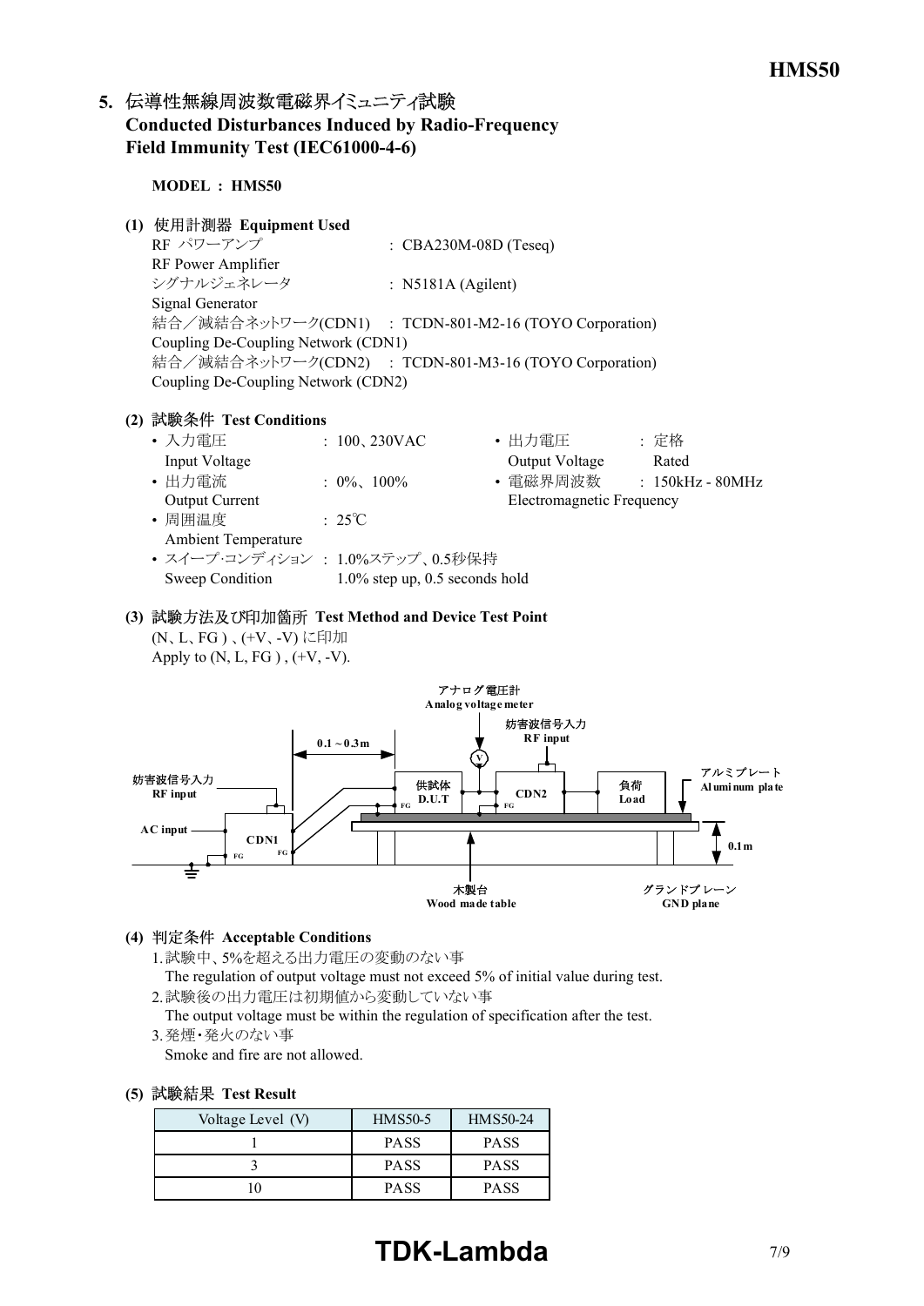## 5. 伝導性無線周波数電磁界イミュニティ試験 Conducted Disturbances Induced by Radio-Frequency Field Immunity Test (IEC61000-4-6)

**MODEL : HMS50**

### (1) 使用計測器 Equipment Used

RF パワーアンプ : CBA230M-08D (Teseq)
RF Power Amplifier
シグナルジェネレータ : N5181A (Agilent)
Signal Generator
結合／減結合ネットワーク(CDN1) : TCDN-801-M2-16 (TOYO Corporation)
Coupling De-Coupling Network (CDN1)
結合／減結合ネットワーク(CDN2) : TCDN-801-M3-16 (TOYO Corporation)
Coupling De-Coupling Network (CDN2)

### (2) 試験条件 Test Conditions

- 入力電圧 Input Voltage : 100、230VAC
- 出力電圧 Output Voltage : 定格 Rated
- 出力電流 Output Current : 0%、100%
- 電磁界周波数 Electromagnetic Frequency : 150kHz - 80MHz
- 周囲温度 Ambient Temperature : 25℃
- スイープ･コンディション Sweep Condition : 1.0%ステップ、0.5秒保持 1.0% step up, 0.5 seconds hold

### (3) 試験方法及び印加箇所 Test Method and Device Test Point

(N、L、FG )、(+V、-V) に印加
Apply to (N, L, FG ) , (+V, -V).

アナログ電圧計 Analog voltage meter
妨害波信号入力 RF input
0.1～0.3m
供試体 D.U.T
CDN2
負荷 Load
アルミプレート Aluminum plate
AC input
CDN1
FG
0.1m
木製台 Wood made table
グランドプレーン GND plane

### (4) 判定条件 Acceptable Conditions

1. 試験中、5%を超える出力電圧の変動のない事
   The regulation of output voltage must not exceed 5% of initial value during test.
2. 試験後の出力電圧は初期値から変動していない事
   The output voltage must be within the regulation of specification after the test.
3. 発煙･発火のない事
   Smoke and fire are not allowed.

### (5) 試験結果 Test Result

| Voltage Level (V) | HMS50-5 | HMS50-24 |
|---|---|---|
| 1 | PASS | PASS |
| 3 | PASS | PASS |
| 10 | PASS | PASS |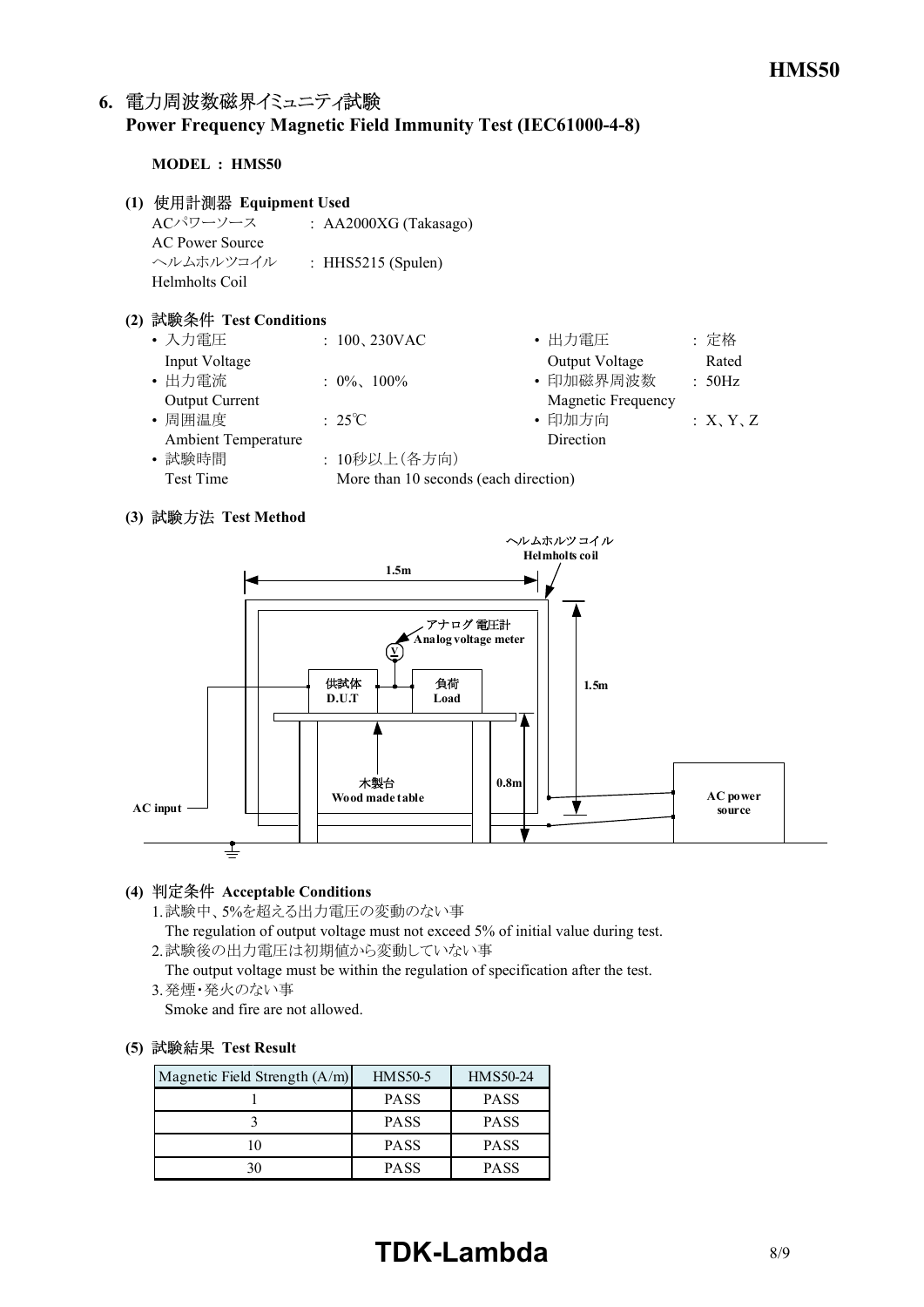## 6. 電力周波数磁界イミュニティ試験 Power Frequency Magnetic Field Immunity Test (IEC61000-4-8)

**MODEL : HMS50**

### (1) 使用計測器 Equipment Used

ACパワーソース AC Power Source : AA2000XG (Takasago)

ヘルムホルツコイル Helmholts Coil : HHS5215 (Spulen)

### (2) 試験条件 Test Conditions

- 入力電圧 Input Voltage : 100、230VAC
- 出力電流 Output Current : 0%、100%
- 周囲温度 Ambient Temperature : 25℃
- 試験時間 Test Time : 10秒以上（各方向） More than 10 seconds (each direction)
- 出力電圧 Output Voltage : 定格 Rated
- 印加磁界周波数 Magnetic Frequency : 50Hz
- 印加方向 Direction : X、Y、Z

### (3) 試験方法 Test Method

ヘルムホルツコイル Helmholts coil

1.5m

アナログ電圧計 Analog voltage meter

供試体 D.U.T

負荷 Load

1.5m

木製台 Wood made table

0.8m

AC input

AC power source

### (4) 判定条件 Acceptable Conditions

1. 試験中、5%を超える出力電圧の変動のない事
   The regulation of output voltage must not exceed 5% of initial value during test.
2. 試験後の出力電圧は初期値から変動していない事
   The output voltage must be within the regulation of specification after the test.
3. 発煙・発火のない事
   Smoke and fire are not allowed.

### (5) 試験結果 Test Result

| Magnetic Field Strength (A/m) | HMS50-5 | HMS50-24 |
|---|---|---|
| 1 | PASS | PASS |
| 3 | PASS | PASS |
| 10 | PASS | PASS |
| 30 | PASS | PASS |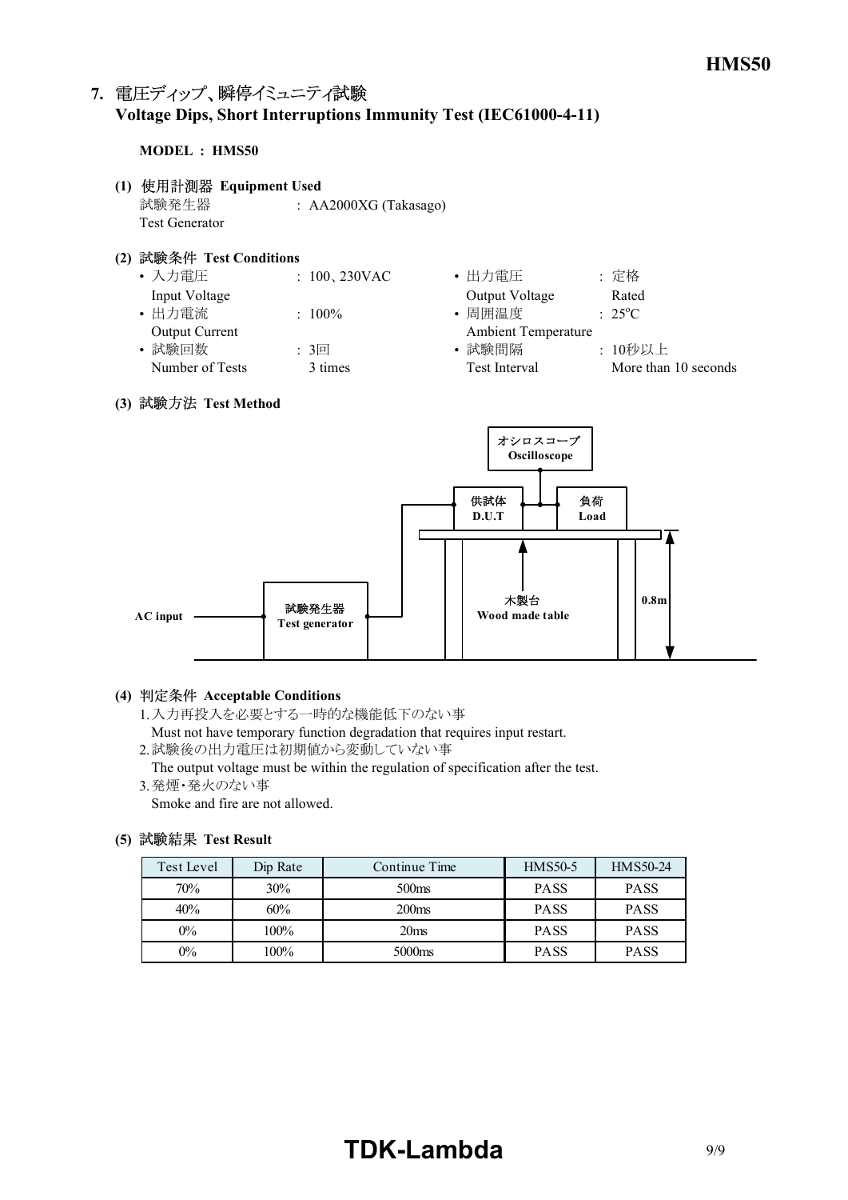## 7. 電圧ディップ、瞬停イミュニティ試験 Voltage Dips, Short Interruptions Immunity Test (IEC61000-4-11)

**MODEL : HMS50**

**(1) 使用計測器 Equipment Used**

試験発生器 Test Generator : AA2000XG (Takasago)

**(2) 試験条件 Test Conditions**

- 入力電圧 Input Voltage : 100、230VAC
- 出力電流 Output Current : 100%
- 試験回数 Number of Tests : 3回 3 times
- 出力電圧 Output Voltage : 定格 Rated
- 周囲温度 Ambient Temperature : 25°C
- 試験間隔 Test Interval : 10秒以上 More than 10 seconds

**(3) 試験方法 Test Method**

オシロスコープ Oscilloscope

供試体 D.U.T

負荷 Load

AC input

試験発生器 Test generator

木製台 Wood made table

0.8m

**(4) 判定条件 Acceptable Conditions**

1. 入力再投入を必要とする一時的な機能低下のない事
   Must not have temporary function degradation that requires input restart.
2. 試験後の出力電圧は初期値から変動していない事
   The output voltage must be within the regulation of specification after the test.
3. 発煙・発火のない事
   Smoke and fire are not allowed.

**(5) 試験結果 Test Result**

| Test Level | Dip Rate | Continue Time | HMS50-5 | HMS50-24 |
|---|---|---|---|---|
| 70% | 30% | 500ms | PASS | PASS |
| 40% | 60% | 200ms | PASS | PASS |
| 0% | 100% | 20ms | PASS | PASS |
| 0% | 100% | 5000ms | PASS | PASS |